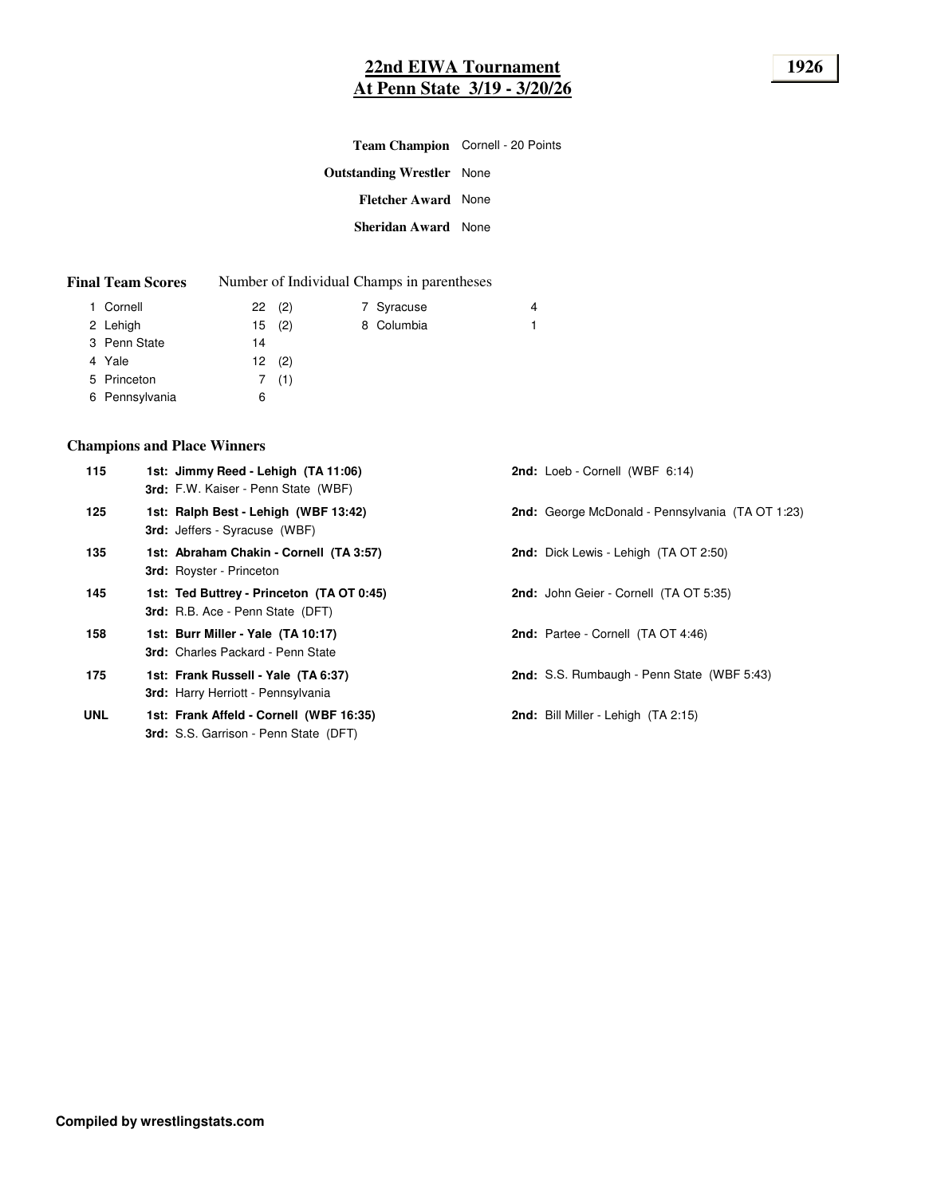# 22nd EIWA Tournament
# At Penn State 3/19 - 3/20/26

**1926**

**Team Champion** Cornell - 20 Points

**Outstanding Wrestler** None

**Fletcher Award** None

**Sheridan Award** None

**Final Team Scores** Number of Individual Champs in parentheses

| Rank | Team | Score | Champs |
|---|---|---|---|
| 1 | Cornell | 22 | (2) |
| 2 | Lehigh | 15 | (2) |
| 3 | Penn State | 14 | |
| 4 | Yale | 12 | (2) |
| 5 | Princeton | 7 | (1) |
| 6 | Pennsylvania | 6 | |
| 7 | Syracuse | 4 | |
| 8 | Columbia | 1 | |

### Champions and Place Winners

| Weight | 1st / 3rd | 2nd |
|---|---|---|
| 115 | **1st: Jimmy Reed - Lehigh (TA 11:06)**<br>**3rd:** F.W. Kaiser - Penn State (WBF) | **2nd:** Loeb - Cornell (WBF 6:14) |
| 125 | **1st: Ralph Best - Lehigh (WBF 13:42)**<br>**3rd:** Jeffers - Syracuse (WBF) | **2nd:** George McDonald - Pennsylvania (TA OT 1:23) |
| 135 | **1st: Abraham Chakin - Cornell (TA 3:57)**<br>**3rd:** Royster - Princeton | **2nd:** Dick Lewis - Lehigh (TA OT 2:50) |
| 145 | **1st: Ted Buttrey - Princeton (TA OT 0:45)**<br>**3rd:** R.B. Ace - Penn State (DFT) | **2nd:** John Geier - Cornell (TA OT 5:35) |
| 158 | **1st: Burr Miller - Yale (TA 10:17)**<br>**3rd:** Charles Packard - Penn State | **2nd:** Partee - Cornell (TA OT 4:46) |
| 175 | **1st: Frank Russell - Yale (TA 6:37)**<br>**3rd:** Harry Herriott - Pennsylvania | **2nd:** S.S. Rumbaugh - Penn State (WBF 5:43) |
| UNL | **1st: Frank Affeld - Cornell (WBF 16:35)**<br>**3rd:** S.S. Garrison - Penn State (DFT) | **2nd:** Bill Miller - Lehigh (TA 2:15) |

**Compiled by wrestlingstats.com**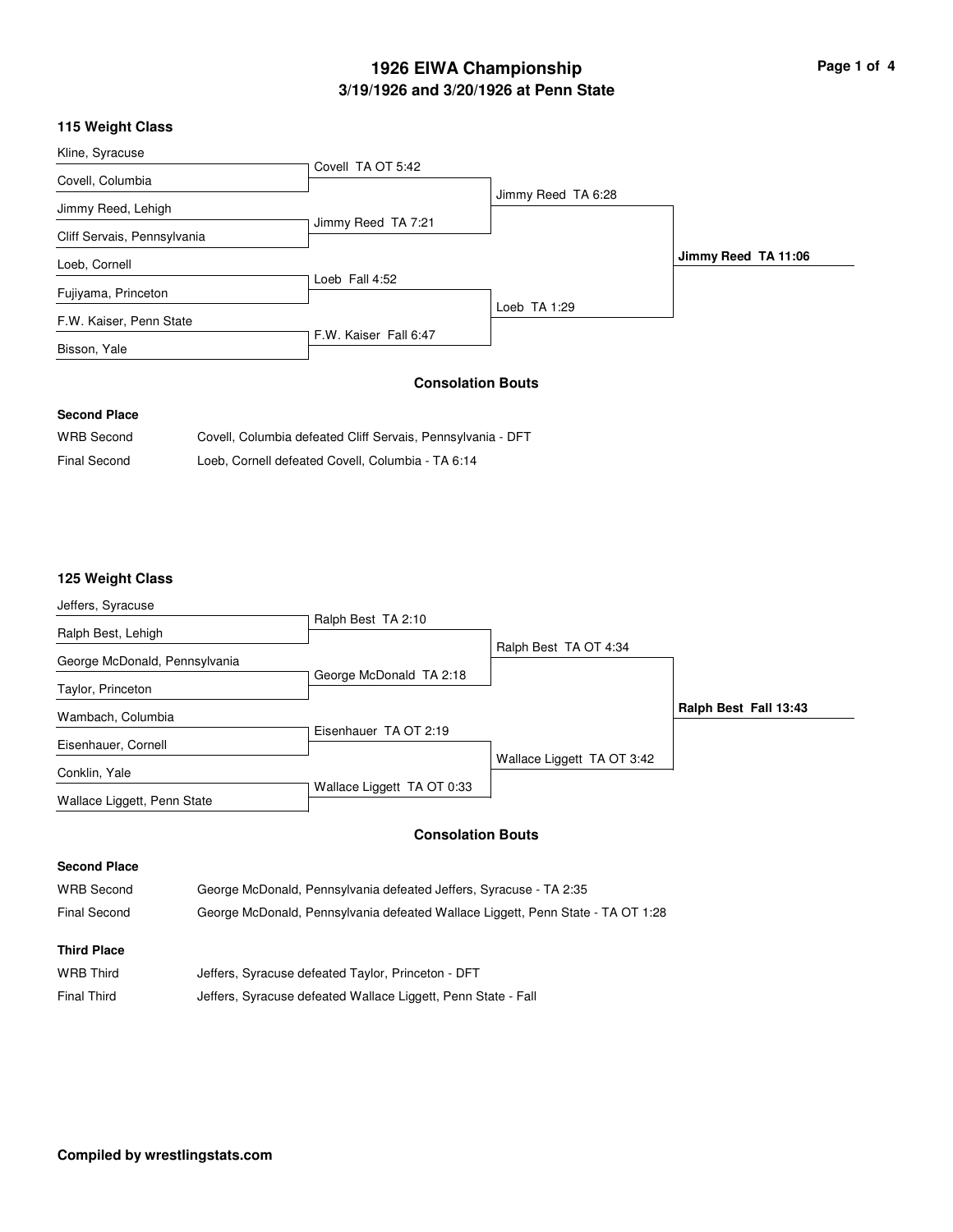# 1926 EIWA Championship

## 3/19/1926 and 3/20/1926 at Penn State

### 115 Weight Class

| First Round | Semifinals | Final | Champion |
|---|---|---|---|
| Kline, Syracuse | | | |
| Covell, Columbia | Covell TA OT 5:42 | | |
| Jimmy Reed, Lehigh | | Jimmy Reed TA 6:28 | |
| Cliff Servais, Pennsylvania | Jimmy Reed TA 7:21 | | |
| Loeb, Cornell | | | **Jimmy Reed TA 11:06** |
| Fujiyama, Princeton | Loeb Fall 4:52 | | |
| F.W. Kaiser, Penn State | | Loeb TA 1:29 | |
| Bisson, Yale | F.W. Kaiser Fall 6:47 | | |

#### Consolation Bouts

**Second Place**

WRB Second — Covell, Columbia defeated Cliff Servais, Pennsylvania - DFT

Final Second — Loeb, Cornell defeated Covell, Columbia - TA 6:14

### 125 Weight Class

| First Round | Semifinals | Final | Champion |
|---|---|---|---|
| Jeffers, Syracuse | | | |
| Ralph Best, Lehigh | Ralph Best TA 2:10 | | |
| George McDonald, Pennsylvania | | Ralph Best TA OT 4:34 | |
| Taylor, Princeton | George McDonald TA 2:18 | | |
| Wambach, Columbia | | | **Ralph Best Fall 13:43** |
| Eisenhauer, Cornell | Eisenhauer TA OT 2:19 | | |
| Conklin, Yale | | Wallace Liggett TA OT 3:42 | |
| Wallace Liggett, Penn State | Wallace Liggett TA OT 0:33 | | |

#### Consolation Bouts

**Second Place**

WRB Second — George McDonald, Pennsylvania defeated Jeffers, Syracuse - TA 2:35

Final Second — George McDonald, Pennsylvania defeated Wallace Liggett, Penn State - TA OT 1:28

**Third Place**

WRB Third — Jeffers, Syracuse defeated Taylor, Princeton - DFT

Final Third — Jeffers, Syracuse defeated Wallace Liggett, Penn State - Fall

**Compiled by wrestlingstats.com**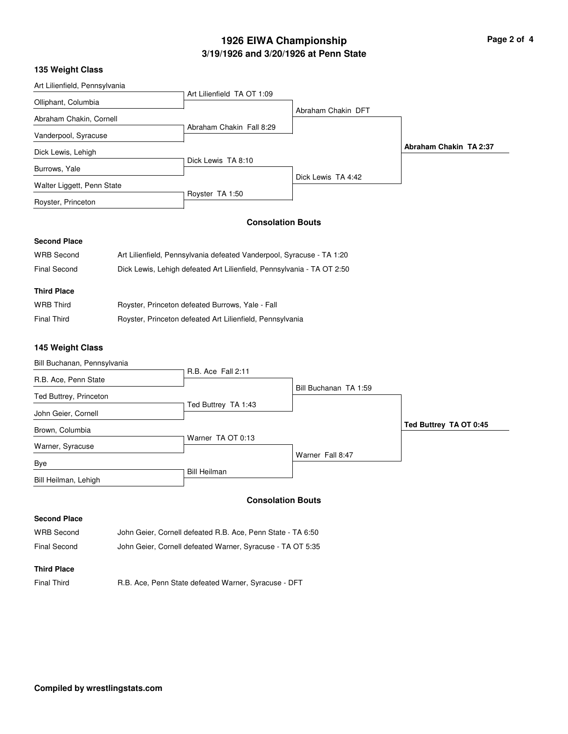# 1926 EIWA Championship

## 3/19/1926 and 3/20/1926 at Penn State

### 135 Weight Class

**First Round**

- Art Lilienfield, Pennsylvania vs. Olliphant, Columbia — Art Lilienfield TA OT 1:09
- Abraham Chakin, Cornell vs. Vanderpool, Syracuse — Abraham Chakin Fall 8:29
- Dick Lewis, Lehigh vs. Burrows, Yale — Dick Lewis TA 8:10
- Walter Liggett, Penn State vs. Royster, Princeton — Royster TA 1:50

**Semifinals**

- Abraham Chakin DFT
- Dick Lewis TA 4:42

**Final**

- **Abraham Chakin TA 2:37**

#### Consolation Bouts

**Second Place**

| | |
|---|---|
| WRB Second | Art Lilienfield, Pennsylvania defeated Vanderpool, Syracuse - TA 1:20 |
| Final Second | Dick Lewis, Lehigh defeated Art Lilienfield, Pennsylvania - TA OT 2:50 |

**Third Place**

| | |
|---|---|
| WRB Third | Royster, Princeton defeated Burrows, Yale - Fall |
| Final Third | Royster, Princeton defeated Art Lilienfield, Pennsylvania |

### 145 Weight Class

**First Round**

- Bill Buchanan, Pennsylvania vs. R.B. Ace, Penn State — R.B. Ace Fall 2:11
- Ted Buttrey, Princeton vs. John Geier, Cornell — Ted Buttrey TA 1:43
- Brown, Columbia vs. Warner, Syracuse — Warner TA OT 0:13
- Bye vs. Bill Heilman, Lehigh — Bill Heilman

**Semifinals**

- Bill Buchanan TA 1:59
- Warner Fall 8:47

**Final**

- **Ted Buttrey TA OT 0:45**

#### Consolation Bouts

**Second Place**

| | |
|---|---|
| WRB Second | John Geier, Cornell defeated R.B. Ace, Penn State - TA 6:50 |
| Final Second | John Geier, Cornell defeated Warner, Syracuse - TA OT 5:35 |

**Third Place**

| | |
|---|---|
| Final Third | R.B. Ace, Penn State defeated Warner, Syracuse - DFT |

**Compiled by wrestlingstats.com**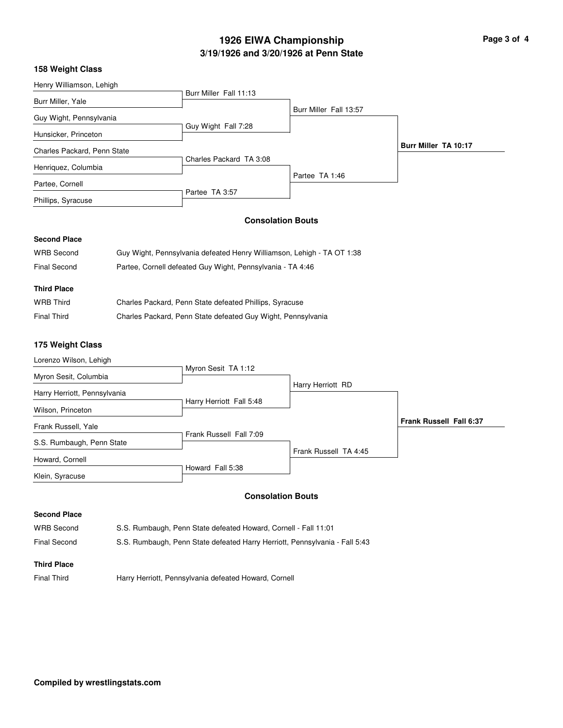# 1926 EIWA Championship

## 3/19/1926 and 3/20/1926 at Penn State

### 158 Weight Class

| Round 1 | Quarterfinal Result | Semifinal Result | Final Result |
|---|---|---|---|
| Henry Williamson, Lehigh | Burr Miller Fall 11:13 | Burr Miller Fall 13:57 | **Burr Miller TA 10:17** |
| Burr Miller, Yale | | | |
| Guy Wight, Pennsylvania | Guy Wight Fall 7:28 | | |
| Hunsicker, Princeton | | | |
| Charles Packard, Penn State | Charles Packard TA 3:08 | Partee TA 1:46 | |
| Henriquez, Columbia | | | |
| Partee, Cornell | Partee TA 3:57 | | |
| Phillips, Syracuse | | | |

#### Consolation Bouts

**Second Place**

| | |
|---|---|
| WRB Second | Guy Wight, Pennsylvania defeated Henry Williamson, Lehigh - TA OT 1:38 |
| Final Second | Partee, Cornell defeated Guy Wight, Pennsylvania - TA 4:46 |

**Third Place**

| | |
|---|---|
| WRB Third | Charles Packard, Penn State defeated Phillips, Syracuse |
| Final Third | Charles Packard, Penn State defeated Guy Wight, Pennsylvania |

### 175 Weight Class

| Round 1 | Quarterfinal Result | Semifinal Result | Final Result |
|---|---|---|---|
| Lorenzo Wilson, Lehigh | Myron Sesit TA 1:12 | Harry Herriott RD | **Frank Russell Fall 6:37** |
| Myron Sesit, Columbia | | | |
| Harry Herriott, Pennsylvania | Harry Herriott Fall 5:48 | | |
| Wilson, Princeton | | | |
| Frank Russell, Yale | Frank Russell Fall 7:09 | Frank Russell TA 4:45 | |
| S.S. Rumbaugh, Penn State | | | |
| Howard, Cornell | Howard Fall 5:38 | | |
| Klein, Syracuse | | | |

#### Consolation Bouts

**Second Place**

| | |
|---|---|
| WRB Second | S.S. Rumbaugh, Penn State defeated Howard, Cornell - Fall 11:01 |
| Final Second | S.S. Rumbaugh, Penn State defeated Harry Herriott, Pennsylvania - Fall 5:43 |

**Third Place**

| | |
|---|---|
| Final Third | Harry Herriott, Pennsylvania defeated Howard, Cornell |

**Compiled by wrestlingstats.com**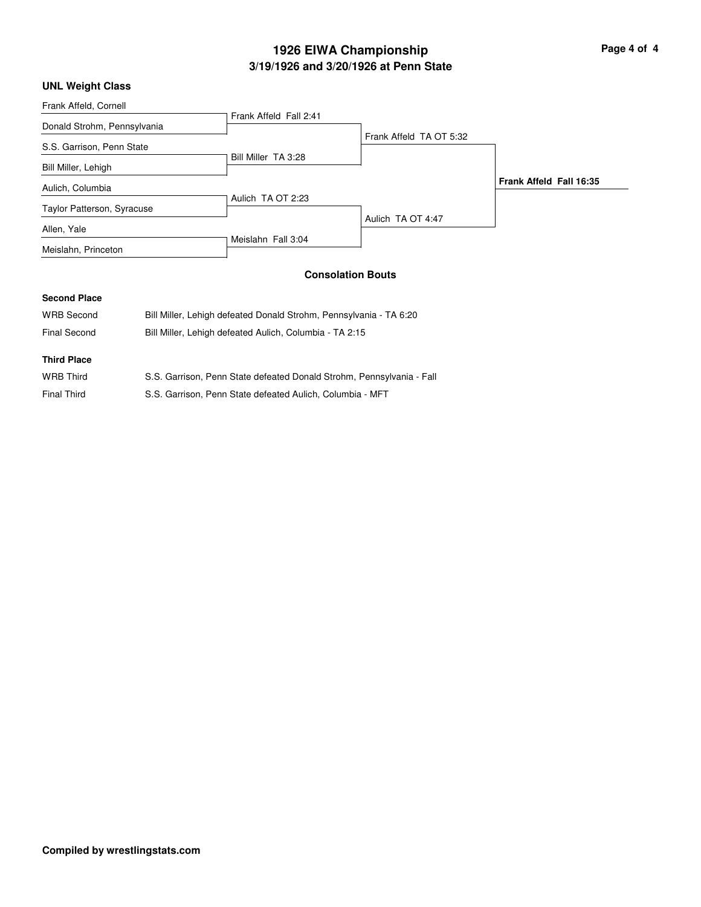# 1926 EIWA Championship

## 3/19/1926 and 3/20/1926 at Penn State

### UNL Weight Class

Frank Affeld, Cornell
Donald Strohm, Pennsylvania
S.S. Garrison, Penn State
Bill Miller, Lehigh
Aulich, Columbia
Taylor Patterson, Syracuse
Allen, Yale
Meislahn, Princeton

Frank Affeld Fall 2:41
Bill Miller TA 3:28
Aulich TA OT 2:23
Meislahn Fall 3:04

Frank Affeld TA OT 5:32
Aulich TA OT 4:47

**Frank Affeld Fall 16:35**

### Consolation Bouts

**Second Place**

| | |
|---|---|
| WRB Second | Bill Miller, Lehigh defeated Donald Strohm, Pennsylvania - TA 6:20 |
| Final Second | Bill Miller, Lehigh defeated Aulich, Columbia - TA 2:15 |

**Third Place**

| | |
|---|---|
| WRB Third | S.S. Garrison, Penn State defeated Donald Strohm, Pennsylvania - Fall |
| Final Third | S.S. Garrison, Penn State defeated Aulich, Columbia - MFT |

**Compiled by wrestlingstats.com**